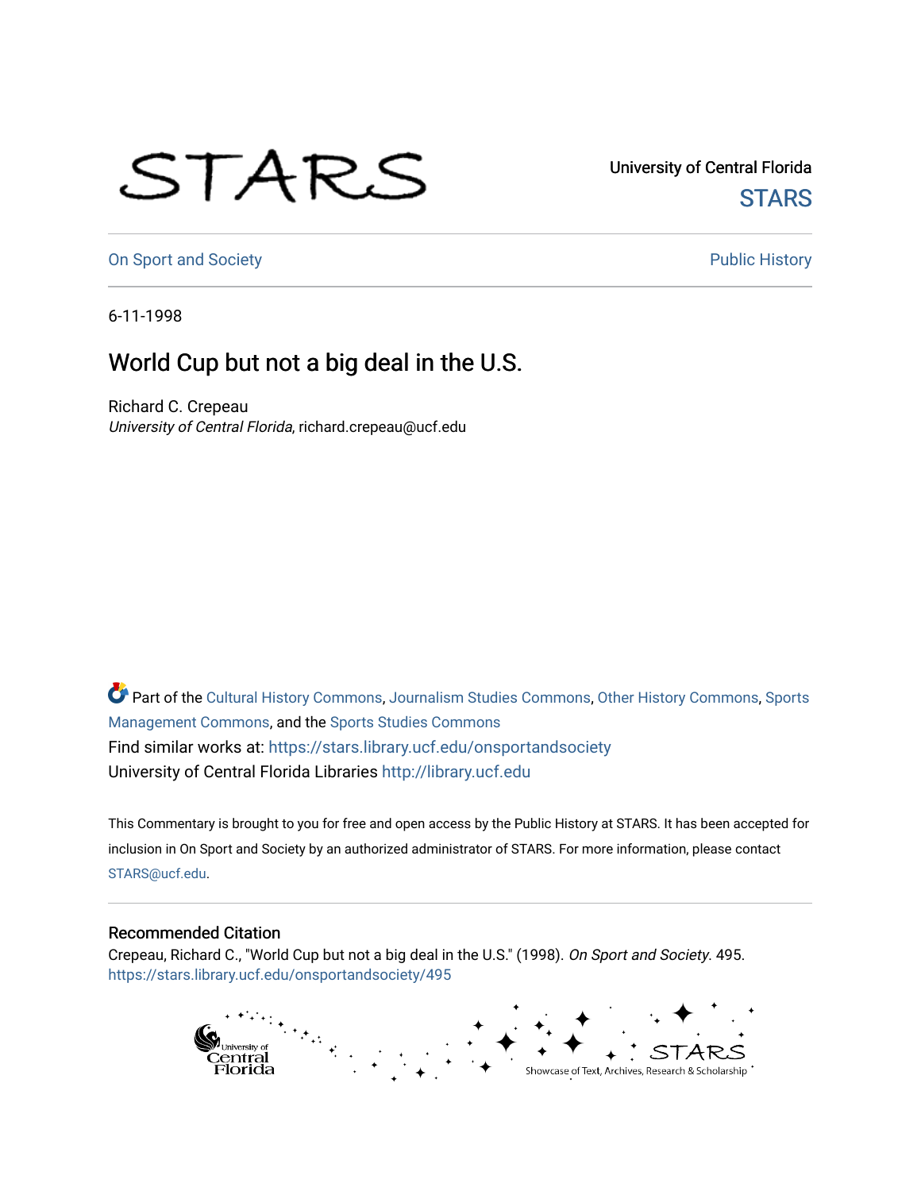University of Central Florida

STARS

On Sport and Society

Public History

6-11-1998

# World Cup but not a big deal in the U.S.

Richard C. Crepeau
*University of Central Florida*, richard.crepeau@ucf.edu

Part of the Cultural History Commons, Journalism Studies Commons, Other History Commons, Sports Management Commons, and the Sports Studies Commons

Find similar works at: https://stars.library.ucf.edu/onsportandsociety

University of Central Florida Libraries http://library.ucf.edu

This Commentary is brought to you for free and open access by the Public History at STARS. It has been accepted for inclusion in On Sport and Society by an authorized administrator of STARS. For more information, please contact STARS@ucf.edu.

## Recommended Citation

Crepeau, Richard C., "World Cup but not a big deal in the U.S." (1998). *On Sport and Society*. 495.
https://stars.library.ucf.edu/onsportandsociety/495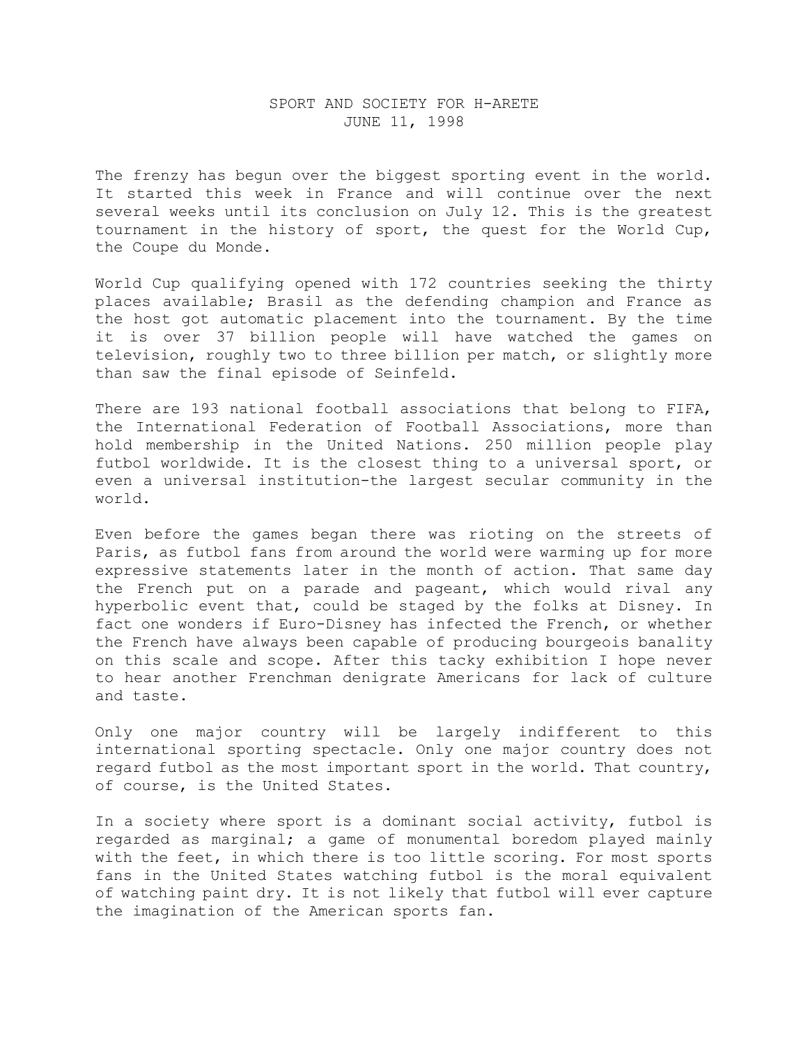SPORT AND SOCIETY FOR H-ARETE
JUNE 11, 1998

The frenzy has begun over the biggest sporting event in the world. It started this week in France and will continue over the next several weeks until its conclusion on July 12. This is the greatest tournament in the history of sport, the quest for the World Cup, the Coupe du Monde.

World Cup qualifying opened with 172 countries seeking the thirty places available; Brasil as the defending champion and France as the host got automatic placement into the tournament. By the time it is over 37 billion people will have watched the games on television, roughly two to three billion per match, or slightly more than saw the final episode of Seinfeld.

There are 193 national football associations that belong to FIFA, the International Federation of Football Associations, more than hold membership in the United Nations. 250 million people play futbol worldwide. It is the closest thing to a universal sport, or even a universal institution-the largest secular community in the world.

Even before the games began there was rioting on the streets of Paris, as futbol fans from around the world were warming up for more expressive statements later in the month of action. That same day the French put on a parade and pageant, which would rival any hyperbolic event that, could be staged by the folks at Disney. In fact one wonders if Euro-Disney has infected the French, or whether the French have always been capable of producing bourgeois banality on this scale and scope. After this tacky exhibition I hope never to hear another Frenchman denigrate Americans for lack of culture and taste.

Only one major country will be largely indifferent to this international sporting spectacle. Only one major country does not regard futbol as the most important sport in the world. That country, of course, is the United States.

In a society where sport is a dominant social activity, futbol is regarded as marginal; a game of monumental boredom played mainly with the feet, in which there is too little scoring. For most sports fans in the United States watching futbol is the moral equivalent of watching paint dry. It is not likely that futbol will ever capture the imagination of the American sports fan.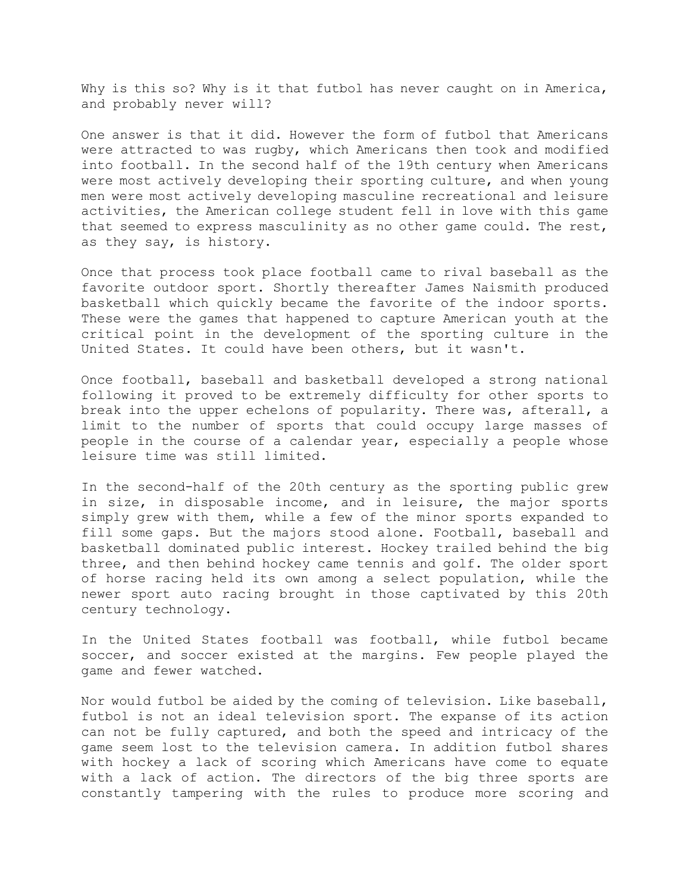Why is this so? Why is it that futbol has never caught on in America, and probably never will?

One answer is that it did. However the form of futbol that Americans were attracted to was rugby, which Americans then took and modified into football. In the second half of the 19th century when Americans were most actively developing their sporting culture, and when young men were most actively developing masculine recreational and leisure activities, the American college student fell in love with this game that seemed to express masculinity as no other game could. The rest, as they say, is history.

Once that process took place football came to rival baseball as the favorite outdoor sport. Shortly thereafter James Naismith produced basketball which quickly became the favorite of the indoor sports. These were the games that happened to capture American youth at the critical point in the development of the sporting culture in the United States. It could have been others, but it wasn't.

Once football, baseball and basketball developed a strong national following it proved to be extremely difficulty for other sports to break into the upper echelons of popularity. There was, afterall, a limit to the number of sports that could occupy large masses of people in the course of a calendar year, especially a people whose leisure time was still limited.

In the second-half of the 20th century as the sporting public grew in size, in disposable income, and in leisure, the major sports simply grew with them, while a few of the minor sports expanded to fill some gaps. But the majors stood alone. Football, baseball and basketball dominated public interest. Hockey trailed behind the big three, and then behind hockey came tennis and golf. The older sport of horse racing held its own among a select population, while the newer sport auto racing brought in those captivated by this 20th century technology.

In the United States football was football, while futbol became soccer, and soccer existed at the margins. Few people played the game and fewer watched.

Nor would futbol be aided by the coming of television. Like baseball, futbol is not an ideal television sport. The expanse of its action can not be fully captured, and both the speed and intricacy of the game seem lost to the television camera. In addition futbol shares with hockey a lack of scoring which Americans have come to equate with a lack of action. The directors of the big three sports are constantly tampering with the rules to produce more scoring and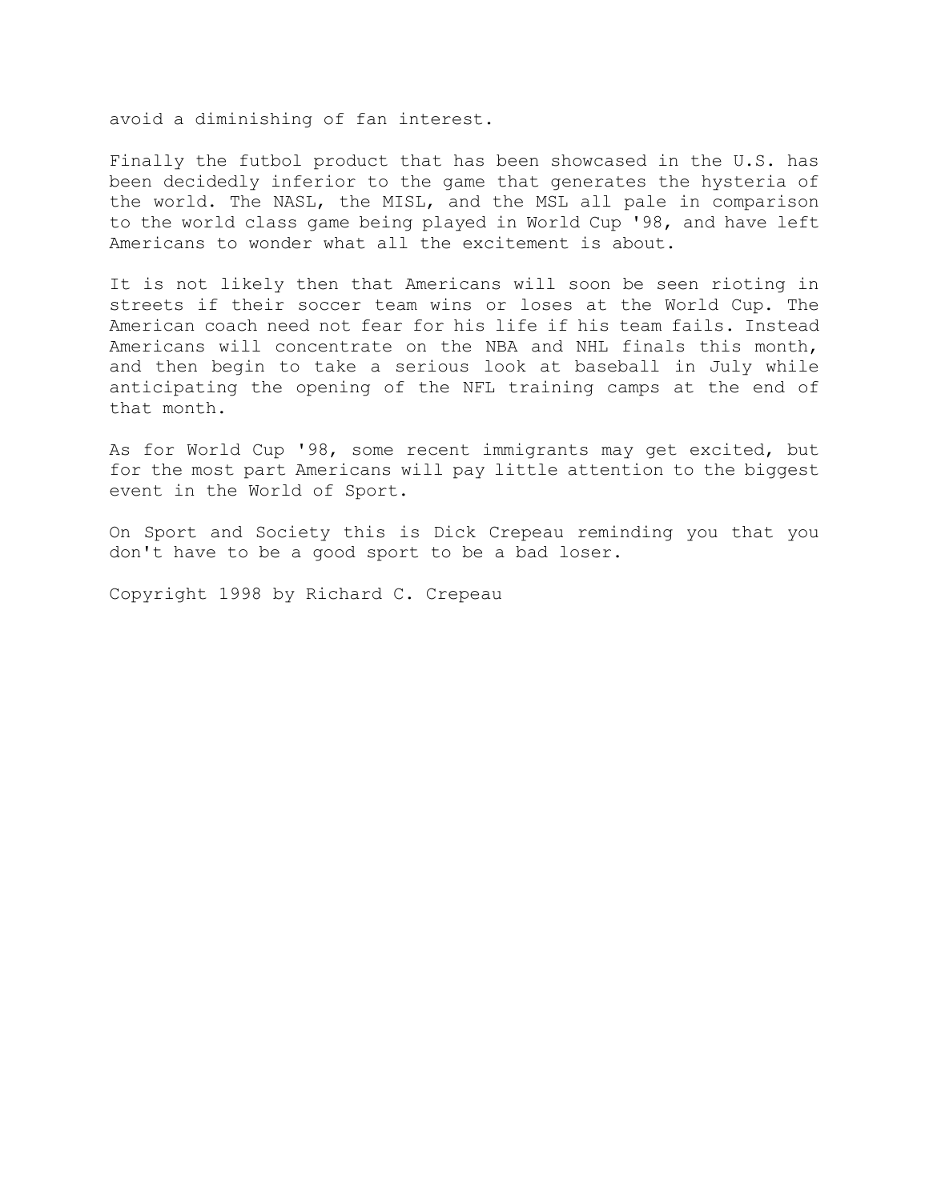avoid a diminishing of fan interest.

Finally the futbol product that has been showcased in the U.S. has been decidedly inferior to the game that generates the hysteria of the world. The NASL, the MISL, and the MSL all pale in comparison to the world class game being played in World Cup '98, and have left Americans to wonder what all the excitement is about.

It is not likely then that Americans will soon be seen rioting in streets if their soccer team wins or loses at the World Cup. The American coach need not fear for his life if his team fails. Instead Americans will concentrate on the NBA and NHL finals this month, and then begin to take a serious look at baseball in July while anticipating the opening of the NFL training camps at the end of that month.

As for World Cup '98, some recent immigrants may get excited, but for the most part Americans will pay little attention to the biggest event in the World of Sport.

On Sport and Society this is Dick Crepeau reminding you that you don't have to be a good sport to be a bad loser.

Copyright 1998 by Richard C. Crepeau